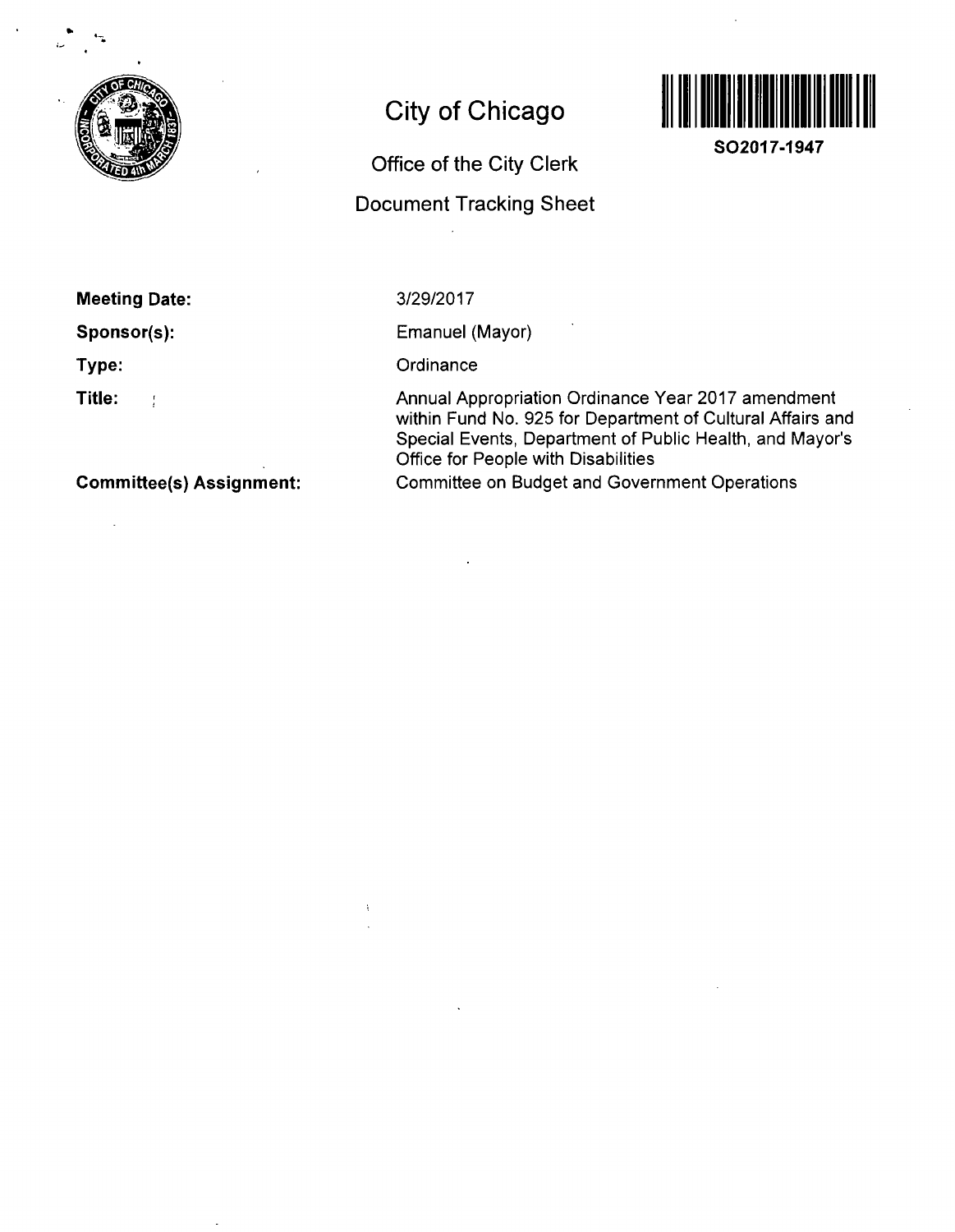# City of Chicago

## Office of the City Clerk

## Document Tracking Sheet

**SO2017-1947**

**Meeting Date:** 3/29/2017

**Sponsor(s):** Emanuel (Mayor)

**Type:** Ordinance

**Title:** Annual Appropriation Ordinance Year 2017 amendment within Fund No. 925 for Department of Cultural Affairs and Special Events, Department of Public Health, and Mayor's Office for People with Disabilities

**Committee(s) Assignment:** Committee on Budget and Government Operations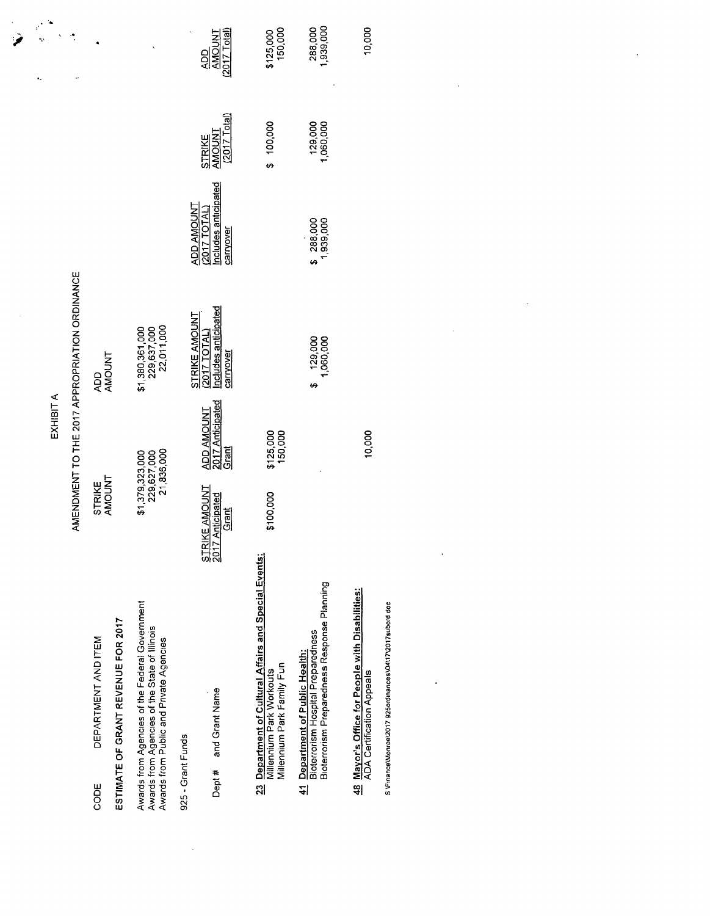EXHIBIT A

AMENDMENT TO THE 2017 APPROPRIATION ORDINANCE

| CODE | DEPARTMENT AND ITEM | STRIKE AMOUNT | ADD AMOUNT |
|---|---|---|---|
| | **ESTIMATE OF GRANT REVENUE FOR 2017** | | |
| | Awards from Agencies of the Federal Government | $1,379,323,000 | $1,380,361,000 |
| | Awards from Agencies of the State of Illinois | 229,627,000 | 229,637,000 |
| | Awards from Public and Private Agencies | 21,836,000 | 22,011,000 |

925 - Grant Funds

| Dept # and Grant Name | STRIKE AMOUNT 2017 Anticipated Grant | ADD AMOUNT 2017 Anticipated Grant | STRIKE AMOUNT (2017 TOTAL) Includes anticipated carryover | ADD AMOUNT (2017 TOTAL) Includes anticipated carryover | STRIKE AMOUNT (2017 Total) | ADD AMOUNT (2017 Total) |
|---|---|---|---|---|---|---|
| **23 Department of Cultural Affairs and Special Events:** | | | | | | |
| Millennium Park Workouts | $100,000 | $125,000 | | | $ 100,000 | $125,000 |
| Millennium Park Family Fun | | 150,000 | | | | 150,000 |
| **41 Department of Public Health:** | | | | | | |
| Bioterrorism Hospital Preparedness | | | $ 129,000 | $ 288,000 | 129,000 | 288,000 |
| Bioterrorism Preparedness Response Planning | | | 1,060,000 | 1,939,000 | 1,060,000 | 1,939,000 |
| **48 Mayor's Office for People with Disabilities:** | | | | | | |
| ADA Certification Appeals | | 10,000 | | | | 10,000 |

S:\Finance\Monroe\2017 925ordinances\04\17\2017subord.doc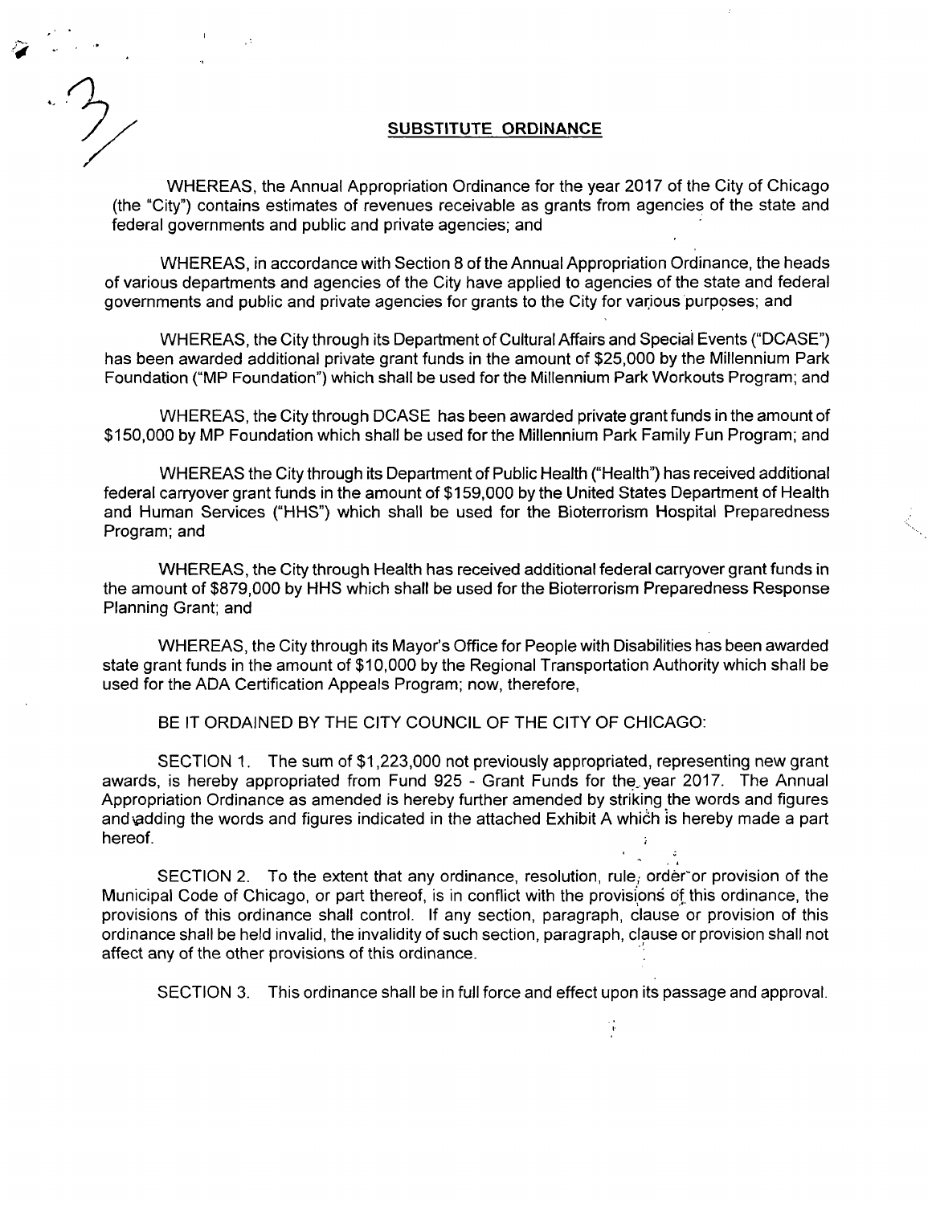## SUBSTITUTE ORDINANCE

WHEREAS, the Annual Appropriation Ordinance for the year 2017 of the City of Chicago (the "City") contains estimates of revenues receivable as grants from agencies of the state and federal governments and public and private agencies; and

WHEREAS, in accordance with Section 8 of the Annual Appropriation Ordinance, the heads of various departments and agencies of the City have applied to agencies of the state and federal governments and public and private agencies for grants to the City for various purposes; and

WHEREAS, the City through its Department of Cultural Affairs and Special Events ("DCASE") has been awarded additional private grant funds in the amount of $25,000 by the Millennium Park Foundation ("MP Foundation") which shall be used for the Millennium Park Workouts Program; and

WHEREAS, the City through DCASE has been awarded private grant funds in the amount of $150,000 by MP Foundation which shall be used for the Millennium Park Family Fun Program; and

WHEREAS the City through its Department of Public Health ("Health") has received additional federal carryover grant funds in the amount of $159,000 by the United States Department of Health and Human Services ("HHS") which shall be used for the Bioterrorism Hospital Preparedness Program; and

WHEREAS, the City through Health has received additional federal carryover grant funds in the amount of $879,000 by HHS which shall be used for the Bioterrorism Preparedness Response Planning Grant; and

WHEREAS, the City through its Mayor's Office for People with Disabilities has been awarded state grant funds in the amount of $10,000 by the Regional Transportation Authority which shall be used for the ADA Certification Appeals Program; now, therefore,

BE IT ORDAINED BY THE CITY COUNCIL OF THE CITY OF CHICAGO:

SECTION 1. The sum of $1,223,000 not previously appropriated, representing new grant awards, is hereby appropriated from Fund 925 - Grant Funds for the year 2017. The Annual Appropriation Ordinance as amended is hereby further amended by striking the words and figures and adding the words and figures indicated in the attached Exhibit A which is hereby made a part hereof.

SECTION 2. To the extent that any ordinance, resolution, rule, order or provision of the Municipal Code of Chicago, or part thereof, is in conflict with the provisions of this ordinance, the provisions of this ordinance shall control. If any section, paragraph, clause or provision of this ordinance shall be held invalid, the invalidity of such section, paragraph, clause or provision shall not affect any of the other provisions of this ordinance.

SECTION 3. This ordinance shall be in full force and effect upon its passage and approval.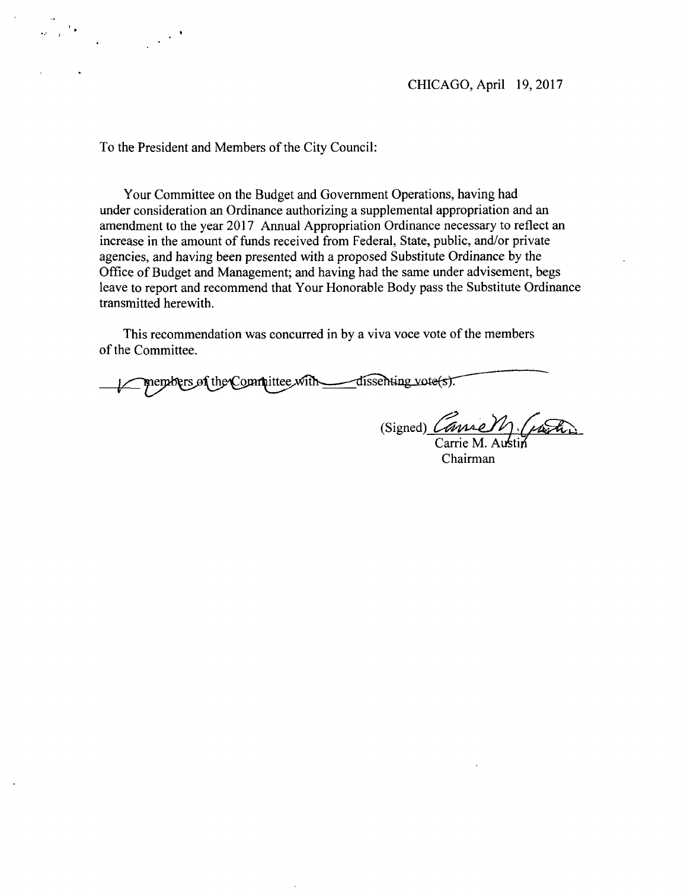CHICAGO, April 19, 2017

To the President and Members of the City Council:

Your Committee on the Budget and Government Operations, having had under consideration an Ordinance authorizing a supplemental appropriation and an amendment to the year 2017 Annual Appropriation Ordinance necessary to reflect an increase in the amount of funds received from Federal, State, public, and/or private agencies, and having been presented with a proposed Substitute Ordinance by the Office of Budget and Management; and having had the same under advisement, begs leave to report and recommend that Your Honorable Body pass the Substitute Ordinance transmitted herewith.

This recommendation was concurred in by a viva voce vote of the members of the Committee.

___ members of the Committee with ___ dissenting vote(s).

(Signed) ___________________

Carrie M. Austin
Chairman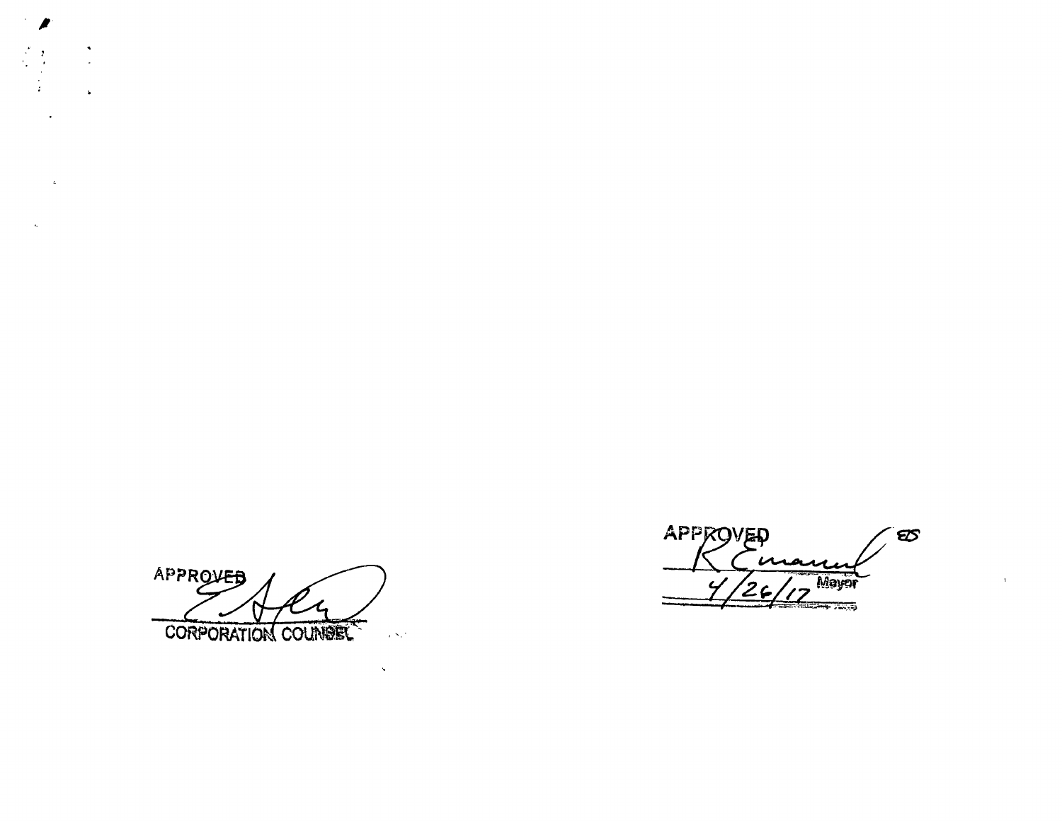APPROVED

CORPORATION COUNSEL

APPROVED

4/26/17

Mayor